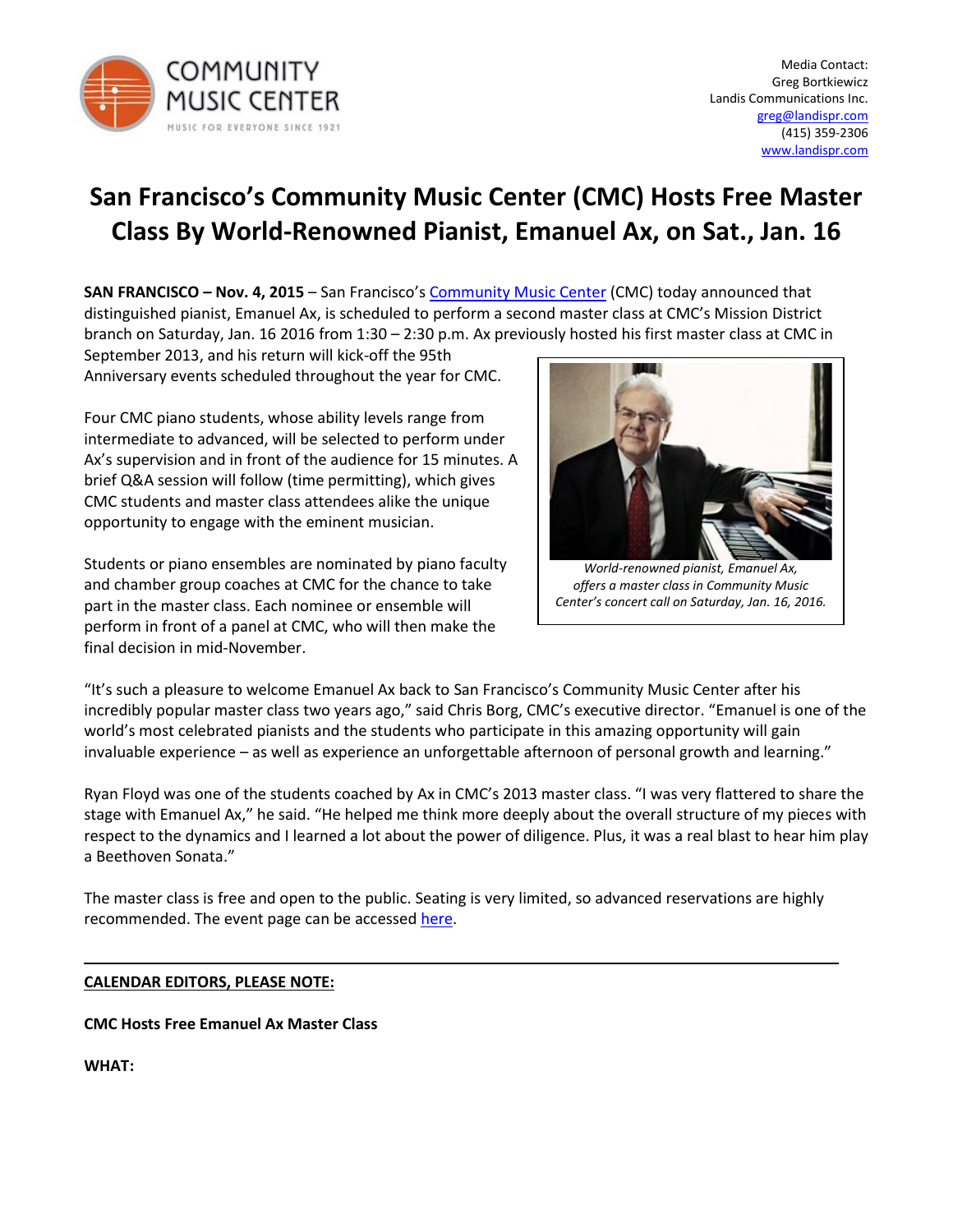COMMUNITY MUSIC CENTER
MUSIC FOR EVERYONE SINCE 1921

Media Contact:
Greg Bortkiewicz
Landis Communications Inc.
greg@landispr.com
(415) 359-2306
www.landispr.com

# San Francisco's Community Music Center (CMC) Hosts Free Master Class By World-Renowned Pianist, Emanuel Ax, on Sat., Jan. 16

**SAN FRANCISCO – Nov. 4, 2015** – San Francisco's Community Music Center (CMC) today announced that distinguished pianist, Emanuel Ax, is scheduled to perform a second master class at CMC's Mission District branch on Saturday, Jan. 16 2016 from 1:30 – 2:30 p.m. Ax previously hosted his first master class at CMC in September 2013, and his return will kick-off the 95th Anniversary events scheduled throughout the year for CMC.

Four CMC piano students, whose ability levels range from intermediate to advanced, will be selected to perform under Ax's supervision and in front of the audience for 15 minutes. A brief Q&A session will follow (time permitting), which gives CMC students and master class attendees alike the unique opportunity to engage with the eminent musician.

*World-renowned pianist, Emanuel Ax, offers a master class in Community Music Center's concert call on Saturday, Jan. 16, 2016.*

Students or piano ensembles are nominated by piano faculty and chamber group coaches at CMC for the chance to take part in the master class. Each nominee or ensemble will perform in front of a panel at CMC, who will then make the final decision in mid-November.

"It's such a pleasure to welcome Emanuel Ax back to San Francisco's Community Music Center after his incredibly popular master class two years ago," said Chris Borg, CMC's executive director. "Emanuel is one of the world's most celebrated pianists and the students who participate in this amazing opportunity will gain invaluable experience – as well as experience an unforgettable afternoon of personal growth and learning."

Ryan Floyd was one of the students coached by Ax in CMC's 2013 master class. "I was very flattered to share the stage with Emanuel Ax," he said. "He helped me think more deeply about the overall structure of my pieces with respect to the dynamics and I learned a lot about the power of diligence. Plus, it was a real blast to hear him play a Beethoven Sonata."

The master class is free and open to the public. Seating is very limited, so advanced reservations are highly recommended. The event page can be accessed here.

---

**CALENDAR EDITORS, PLEASE NOTE:**

**CMC Hosts Free Emanuel Ax Master Class**

**WHAT:**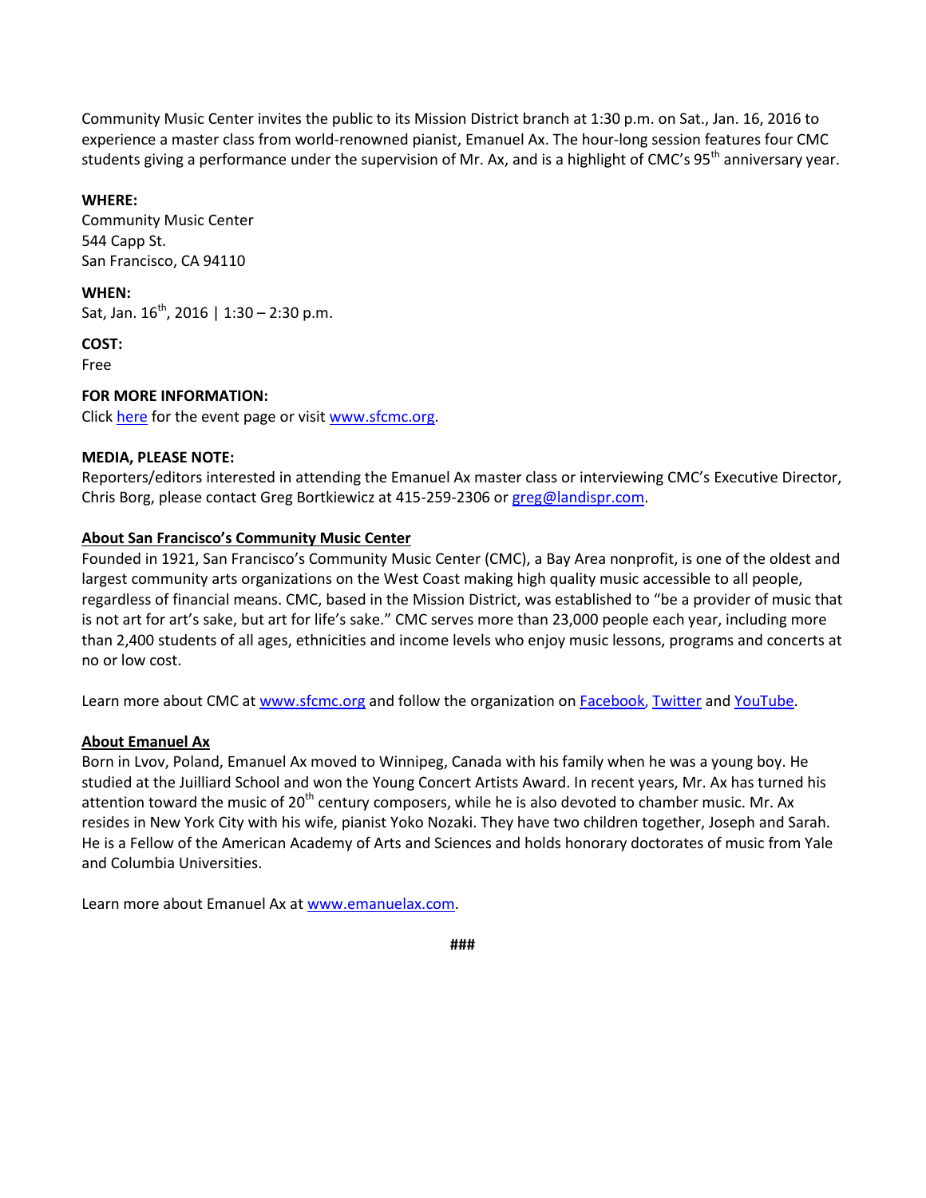Community Music Center invites the public to its Mission District branch at 1:30 p.m. on Sat., Jan. 16, 2016 to experience a master class from world-renowned pianist, Emanuel Ax. The hour-long session features four CMC students giving a performance under the supervision of Mr. Ax, and is a highlight of CMC's 95th anniversary year.

**WHERE:**
Community Music Center
544 Capp St.
San Francisco, CA 94110

**WHEN:**
Sat, Jan. 16th, 2016 | 1:30 – 2:30 p.m.

**COST:**
Free

**FOR MORE INFORMATION:**
Click here for the event page or visit www.sfcmc.org.

**MEDIA, PLEASE NOTE:**
Reporters/editors interested in attending the Emanuel Ax master class or interviewing CMC's Executive Director, Chris Borg, please contact Greg Bortkiewicz at 415-259-2306 or greg@landispr.com.

**About San Francisco's Community Music Center**

Founded in 1921, San Francisco's Community Music Center (CMC), a Bay Area nonprofit, is one of the oldest and largest community arts organizations on the West Coast making high quality music accessible to all people, regardless of financial means. CMC, based in the Mission District, was established to "be a provider of music that is not art for art's sake, but art for life's sake." CMC serves more than 23,000 people each year, including more than 2,400 students of all ages, ethnicities and income levels who enjoy music lessons, programs and concerts at no or low cost.

Learn more about CMC at www.sfcmc.org and follow the organization on Facebook, Twitter and YouTube.

**About Emanuel Ax**

Born in Lvov, Poland, Emanuel Ax moved to Winnipeg, Canada with his family when he was a young boy. He studied at the Juilliard School and won the Young Concert Artists Award. In recent years, Mr. Ax has turned his attention toward the music of 20th century composers, while he is also devoted to chamber music. Mr. Ax resides in New York City with his wife, pianist Yoko Nozaki. They have two children together, Joseph and Sarah. He is a Fellow of the American Academy of Arts and Sciences and holds honorary doctorates of music from Yale and Columbia Universities.

Learn more about Emanuel Ax at www.emanuelax.com.

###